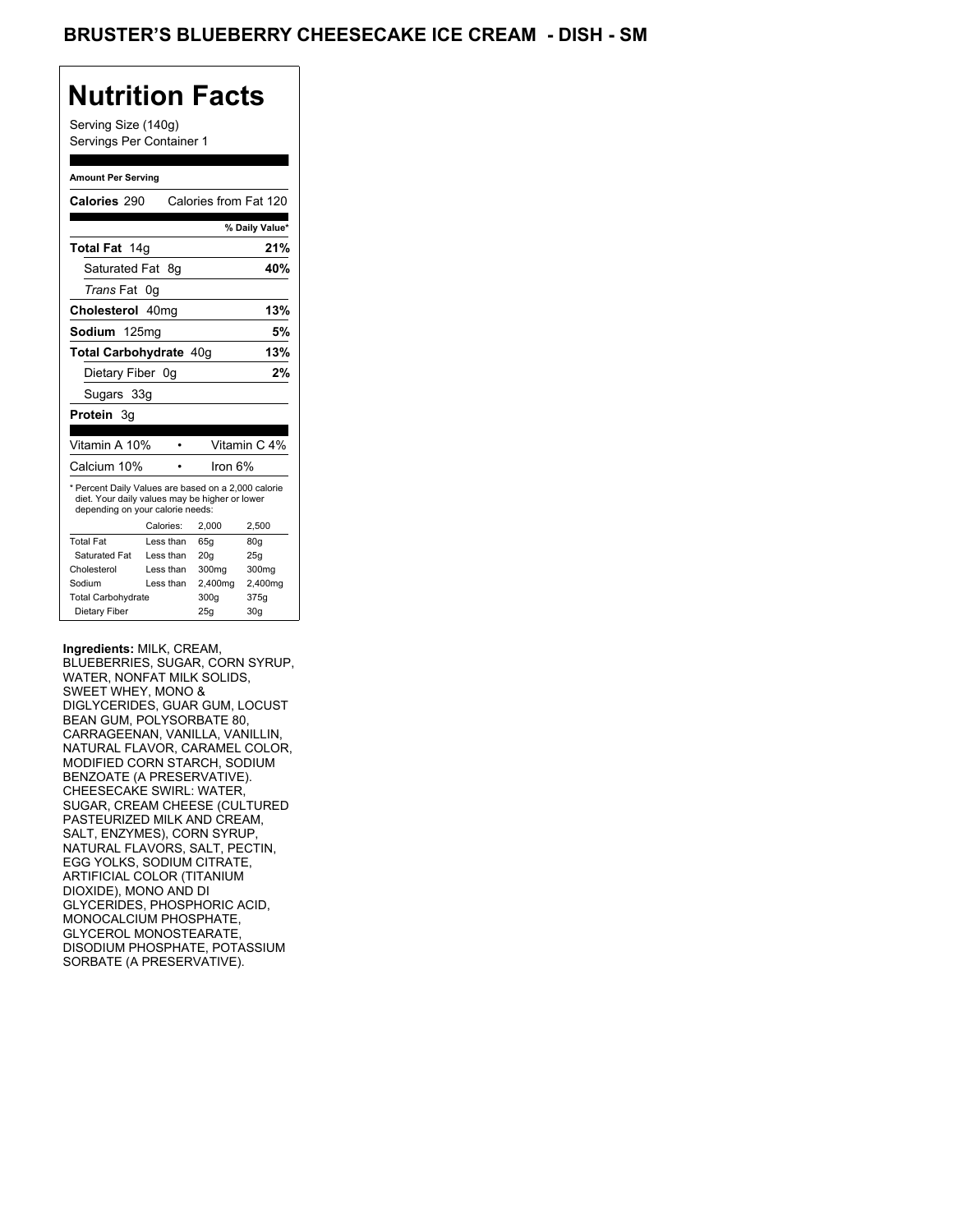# BRUSTER'S BLUEBERRY CHEESECAKE ICE CREAM - DISH - SM

## Nutrition Facts

Serving Size (140g)
Servings Per Container 1

**Amount Per Serving**

| | |
|---|---|
| **Calories** 290 | Calories from Fat 120 |
| | **% Daily Value*** |
| **Total Fat** 14g | **21%** |
| Saturated Fat 8g | **40%** |
| *Trans* Fat 0g | |
| **Cholesterol** 40mg | **13%** |
| **Sodium** 125mg | **5%** |
| **Total Carbohydrate** 40g | **13%** |
| Dietary Fiber 0g | **2%** |
| Sugars 33g | |
| **Protein** 3g | |

| | | |
|---|---|---|
| Vitamin A 10% | • | Vitamin C 4% |
| Calcium 10% | • | Iron 6% |

* Percent Daily Values are based on a 2,000 calorie diet. Your daily values may be higher or lower depending on your calorie needs:

| | Calories: | 2,000 | 2,500 |
|---|---|---|---|
| Total Fat | Less than | 65g | 80g |
| Saturated Fat | Less than | 20g | 25g |
| Cholesterol | Less than | 300mg | 300mg |
| Sodium | Less than | 2,400mg | 2,400mg |
| Total Carbohydrate | | 300g | 375g |
| Dietary Fiber | | 25g | 30g |

**Ingredients:** MILK, CREAM, BLUEBERRIES, SUGAR, CORN SYRUP, WATER, NONFAT MILK SOLIDS, SWEET WHEY, MONO & DIGLYCERIDES, GUAR GUM, LOCUST BEAN GUM, POLYSORBATE 80, CARRAGEENAN, VANILLA, VANILLIN, NATURAL FLAVOR, CARAMEL COLOR, MODIFIED CORN STARCH, SODIUM BENZOATE (A PRESERVATIVE). CHEESECAKE SWIRL: WATER, SUGAR, CREAM CHEESE (CULTURED PASTEURIZED MILK AND CREAM, SALT, ENZYMES), CORN SYRUP, NATURAL FLAVORS, SALT, PECTIN, EGG YOLKS, SODIUM CITRATE, ARTIFICIAL COLOR (TITANIUM DIOXIDE), MONO AND DI GLYCERIDES, PHOSPHORIC ACID, MONOCALCIUM PHOSPHATE, GLYCEROL MONOSTEARATE, DISODIUM PHOSPHATE, POTASSIUM SORBATE (A PRESERVATIVE).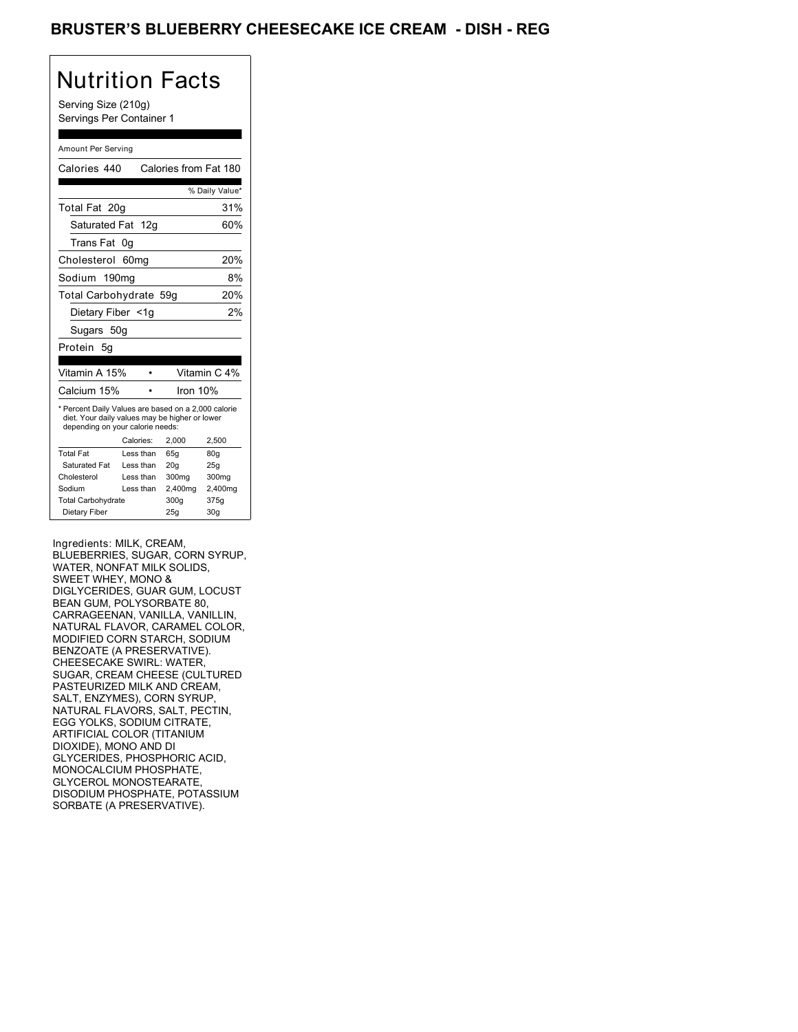# BRUSTER'S BLUEBERRY CHEESECAKE ICE CREAM - DISH - REG

## Nutrition Facts

Serving Size (210g)
Servings Per Container 1

Amount Per Serving

Calories 440 Calories from Fat 180

| | % Daily Value* |
|---|---|
| Total Fat 20g | 31% |
| Saturated Fat 12g | 60% |
| Trans Fat 0g | |
| Cholesterol 60mg | 20% |
| Sodium 190mg | 8% |
| Total Carbohydrate 59g | 20% |
| Dietary Fiber <1g | 2% |
| Sugars 50g | |
| Protein 5g | |

| | | |
|---|---|---|
| Vitamin A 15% | • | Vitamin C 4% |
| Calcium 15% | • | Iron 10% |

* Percent Daily Values are based on a 2,000 calorie diet. Your daily values may be higher or lower depending on your calorie needs:

| | Calories: | 2,000 | 2,500 |
|---|---|---|---|
| Total Fat | Less than | 65g | 80g |
| Saturated Fat | Less than | 20g | 25g |
| Cholesterol | Less than | 300mg | 300mg |
| Sodium | Less than | 2,400mg | 2,400mg |
| Total Carbohydrate | | 300g | 375g |
| Dietary Fiber | | 25g | 30g |

Ingredients: MILK, CREAM, BLUEBERRIES, SUGAR, CORN SYRUP, WATER, NONFAT MILK SOLIDS, SWEET WHEY, MONO & DIGLYCERIDES, GUAR GUM, LOCUST BEAN GUM, POLYSORBATE 80, CARRAGEENAN, VANILLA, VANILLIN, NATURAL FLAVOR, CARAMEL COLOR, MODIFIED CORN STARCH, SODIUM BENZOATE (A PRESERVATIVE). CHEESECAKE SWIRL: WATER, SUGAR, CREAM CHEESE (CULTURED PASTEURIZED MILK AND CREAM, SALT, ENZYMES), CORN SYRUP, NATURAL FLAVORS, SALT, PECTIN, EGG YOLKS, SODIUM CITRATE, ARTIFICIAL COLOR (TITANIUM DIOXIDE), MONO AND DI GLYCERIDES, PHOSPHORIC ACID, MONOCALCIUM PHOSPHATE, GLYCEROL MONOSTEARATE, DISODIUM PHOSPHATE, POTASSIUM SORBATE (A PRESERVATIVE).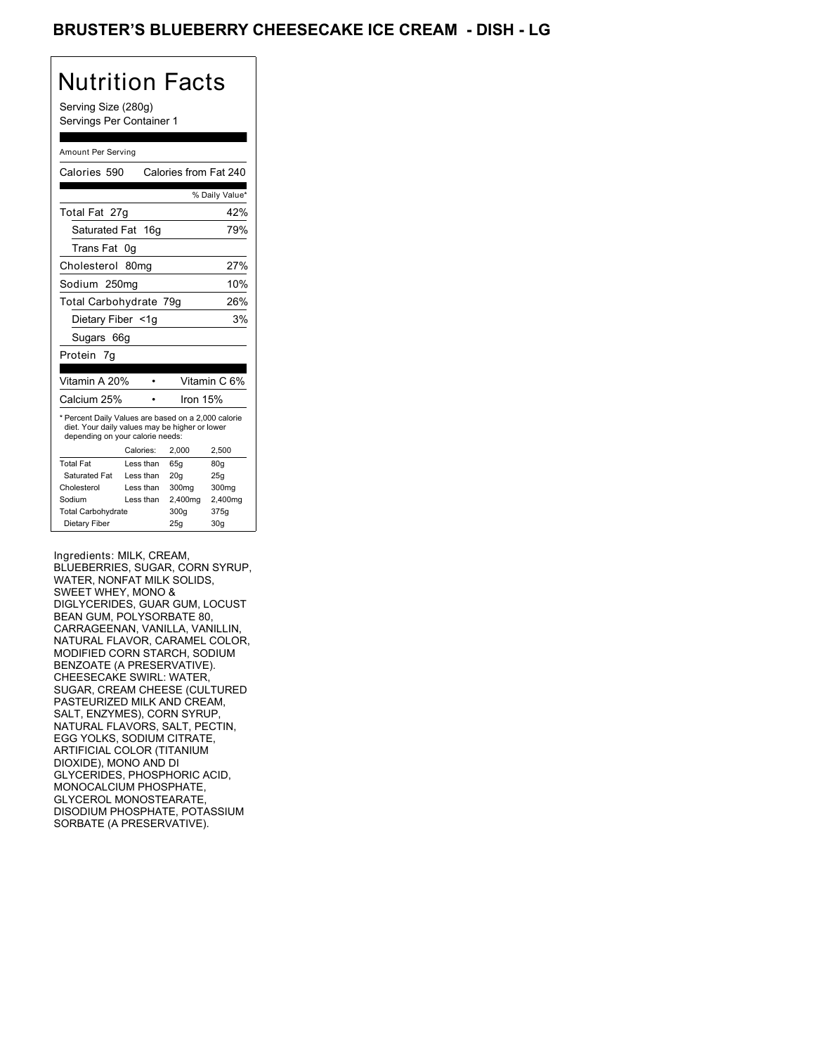# BRUSTER'S BLUEBERRY CHEESECAKE ICE CREAM - DISH - LG

## Nutrition Facts

Serving Size (280g)
Servings Per Container 1

Amount Per Serving

| Calories 590 | Calories from Fat 240 |
|---|---|
| | % Daily Value* |
| Total Fat 27g | 42% |
| Saturated Fat 16g | 79% |
| Trans Fat 0g | |
| Cholesterol 80mg | 27% |
| Sodium 250mg | 10% |
| Total Carbohydrate 79g | 26% |
| Dietary Fiber <1g | 3% |
| Sugars 66g | |
| Protein 7g | |

| Vitamin A 20% | Vitamin C 6% |
|---|---|
| Calcium 25% | Iron 15% |

* Percent Daily Values are based on a 2,000 calorie diet. Your daily values may be higher or lower depending on your calorie needs:

| | Calories: | 2,000 | 2,500 |
|---|---|---|---|
| Total Fat | Less than | 65g | 80g |
| Saturated Fat | Less than | 20g | 25g |
| Cholesterol | Less than | 300mg | 300mg |
| Sodium | Less than | 2,400mg | 2,400mg |
| Total Carbohydrate | | 300g | 375g |
| Dietary Fiber | | 25g | 30g |

Ingredients: MILK, CREAM, BLUEBERRIES, SUGAR, CORN SYRUP, WATER, NONFAT MILK SOLIDS, SWEET WHEY, MONO & DIGLYCERIDES, GUAR GUM, LOCUST BEAN GUM, POLYSORBATE 80, CARRAGEENAN, VANILLA, VANILLIN, NATURAL FLAVOR, CARAMEL COLOR, MODIFIED CORN STARCH, SODIUM BENZOATE (A PRESERVATIVE). CHEESECAKE SWIRL: WATER, SUGAR, CREAM CHEESE (CULTURED PASTEURIZED MILK AND CREAM, SALT, ENZYMES), CORN SYRUP, NATURAL FLAVORS, SALT, PECTIN, EGG YOLKS, SODIUM CITRATE, ARTIFICIAL COLOR (TITANIUM DIOXIDE), MONO AND DI GLYCERIDES, PHOSPHORIC ACID, MONOCALCIUM PHOSPHATE, GLYCEROL MONOSTEARATE, DISODIUM PHOSPHATE, POTASSIUM SORBATE (A PRESERVATIVE).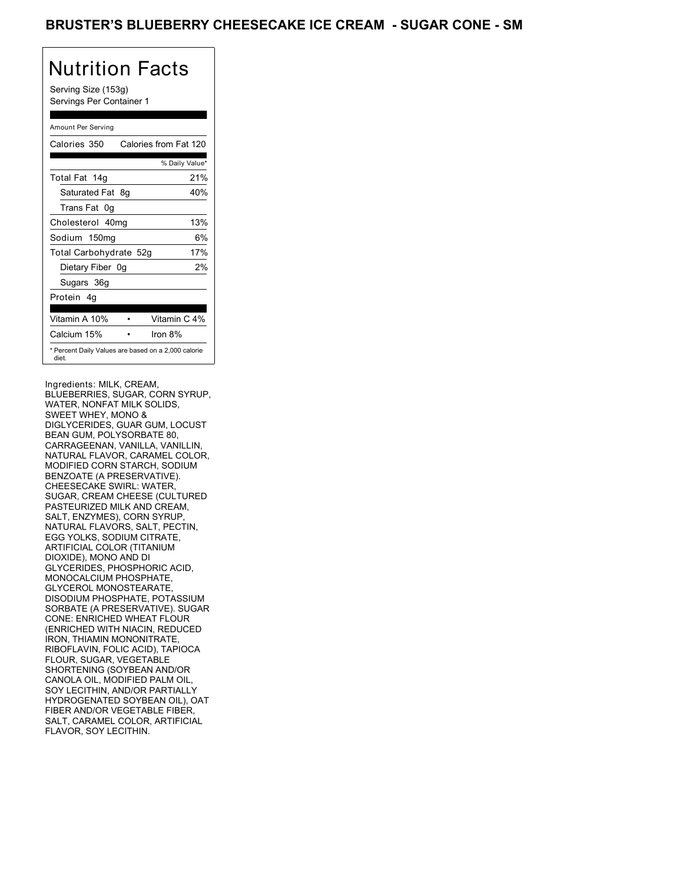# BRUSTER'S BLUEBERRY CHEESECAKE ICE CREAM - SUGAR CONE - SM

## Nutrition Facts

Serving Size (153g)
Servings Per Container 1

Amount Per Serving

| Nutrient | Amount | % Daily Value* |
|---|---|---|
| Calories | 350 | Calories from Fat 120 |
| Total Fat | 14g | 21% |
| Saturated Fat | 8g | 40% |
| Trans Fat | 0g | |
| Cholesterol | 40mg | 13% |
| Sodium | 150mg | 6% |
| Total Carbohydrate | 52g | 17% |
| Dietary Fiber | 0g | 2% |
| Sugars | 36g | |
| Protein | 4g | |

| | |
|---|---|
| Vitamin A 10% | Vitamin C 4% |
| Calcium 15% | Iron 8% |

* Percent Daily Values are based on a 2,000 calorie diet.

Ingredients: MILK, CREAM, BLUEBERRIES, SUGAR, CORN SYRUP, WATER, NONFAT MILK SOLIDS, SWEET WHEY, MONO & DIGLYCERIDES, GUAR GUM, LOCUST BEAN GUM, POLYSORBATE 80, CARRAGEENAN, VANILLA, VANILLIN, NATURAL FLAVOR, CARAMEL COLOR, MODIFIED CORN STARCH, SODIUM BENZOATE (A PRESERVATIVE). CHEESECAKE SWIRL: WATER, SUGAR, CREAM CHEESE (CULTURED PASTEURIZED MILK AND CREAM, SALT, ENZYMES), CORN SYRUP, NATURAL FLAVORS, SALT, PECTIN, EGG YOLKS, SODIUM CITRATE, ARTIFICIAL COLOR (TITANIUM DIOXIDE), MONO AND DI GLYCERIDES, PHOSPHORIC ACID, MONOCALCIUM PHOSPHATE, GLYCEROL MONOSTEARATE, DISODIUM PHOSPHATE, POTASSIUM SORBATE (A PRESERVATIVE). SUGAR CONE: ENRICHED WHEAT FLOUR (ENRICHED WITH NIACIN, REDUCED IRON, THIAMIN MONONITRATE, RIBOFLAVIN, FOLIC ACID), TAPIOCA FLOUR, SUGAR, VEGETABLE SHORTENING (SOYBEAN AND/OR CANOLA OIL, MODIFIED PALM OIL, SOY LECITHIN, AND/OR PARTIALLY HYDROGENATED SOYBEAN OIL), OAT FIBER AND/OR VEGETABLE FIBER, SALT, CARAMEL COLOR, ARTIFICIAL FLAVOR, SOY LECITHIN.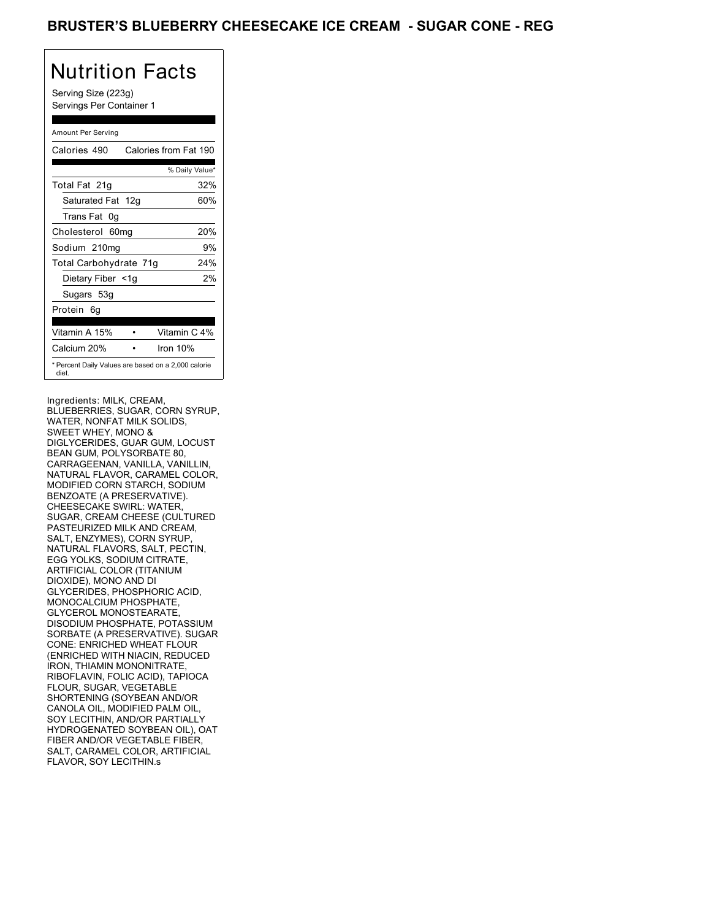# BRUSTER'S BLUEBERRY CHEESECAKE ICE CREAM - SUGAR CONE - REG

## Nutrition Facts

Serving Size (223g)
Servings Per Container 1

Amount Per Serving

| Calories 490 | Calories from Fat 190 |
| --- | --- |
| | % Daily Value* |
| Total Fat 21g | 32% |
| Saturated Fat 12g | 60% |
| Trans Fat 0g | |
| Cholesterol 60mg | 20% |
| Sodium 210mg | 9% |
| Total Carbohydrate 71g | 24% |
| Dietary Fiber <1g | 2% |
| Sugars 53g | |
| Protein 6g | |
| Vitamin A 15% | Vitamin C 4% |
| Calcium 20% | Iron 10% |

* Percent Daily Values are based on a 2,000 calorie diet.

Ingredients: MILK, CREAM, BLUEBERRIES, SUGAR, CORN SYRUP, WATER, NONFAT MILK SOLIDS, SWEET WHEY, MONO & DIGLYCERIDES, GUAR GUM, LOCUST BEAN GUM, POLYSORBATE 80, CARRAGEENAN, VANILLA, VANILLIN, NATURAL FLAVOR, CARAMEL COLOR, MODIFIED CORN STARCH, SODIUM BENZOATE (A PRESERVATIVE). CHEESECAKE SWIRL: WATER, SUGAR, CREAM CHEESE (CULTURED PASTEURIZED MILK AND CREAM, SALT, ENZYMES), CORN SYRUP, NATURAL FLAVORS, SALT, PECTIN, EGG YOLKS, SODIUM CITRATE, ARTIFICIAL COLOR (TITANIUM DIOXIDE), MONO AND DI GLYCERIDES, PHOSPHORIC ACID, MONOCALCIUM PHOSPHATE, GLYCEROL MONOSTEARATE, DISODIUM PHOSPHATE, POTASSIUM SORBATE (A PRESERVATIVE). SUGAR CONE: ENRICHED WHEAT FLOUR (ENRICHED WITH NIACIN, REDUCED IRON, THIAMIN MONONITRATE, RIBOFLAVIN, FOLIC ACID), TAPIOCA FLOUR, SUGAR, VEGETABLE SHORTENING (SOYBEAN AND/OR CANOLA OIL, MODIFIED PALM OIL, SOY LECITHIN, AND/OR PARTIALLY HYDROGENATED SOYBEAN OIL), OAT FIBER AND/OR VEGETABLE FIBER, SALT, CARAMEL COLOR, ARTIFICIAL FLAVOR, SOY LECITHIN.s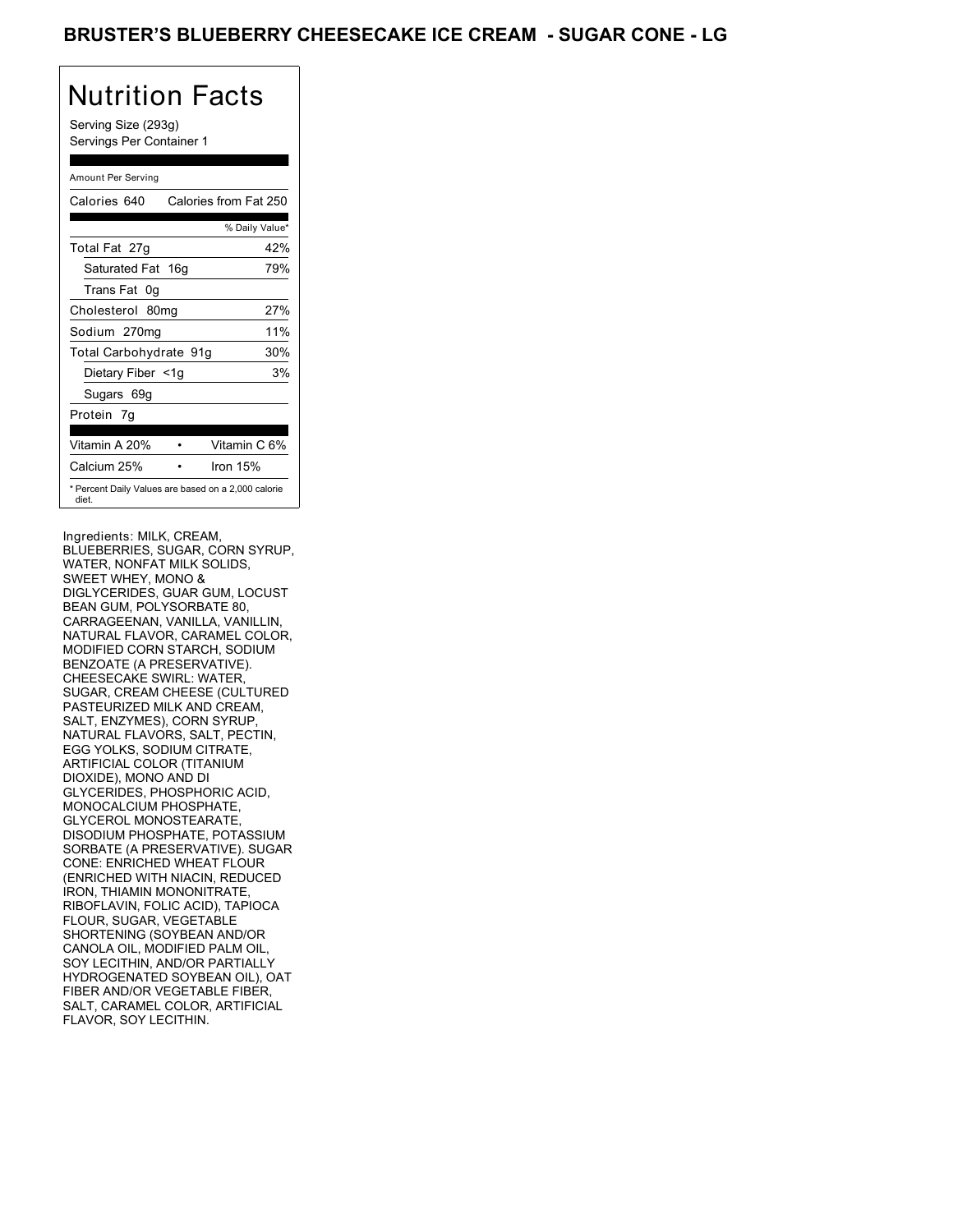# BRUSTER'S BLUEBERRY CHEESECAKE ICE CREAM - SUGAR CONE - LG

## Nutrition Facts

Serving Size (293g)
Servings Per Container 1

Amount Per Serving

| Calories 640 | Calories from Fat 250 |
|---|---|
| | % Daily Value* |
| Total Fat 27g | 42% |
| Saturated Fat 16g | 79% |
| Trans Fat 0g | |
| Cholesterol 80mg | 27% |
| Sodium 270mg | 11% |
| Total Carbohydrate 91g | 30% |
| Dietary Fiber <1g | 3% |
| Sugars 69g | |
| Protein 7g | |

| Vitamin A 20% | • | Vitamin C 6% |
|---|---|---|
| Calcium 25% | • | Iron 15% |

* Percent Daily Values are based on a 2,000 calorie diet.

Ingredients: MILK, CREAM, BLUEBERRIES, SUGAR, CORN SYRUP, WATER, NONFAT MILK SOLIDS, SWEET WHEY, MONO & DIGLYCERIDES, GUAR GUM, LOCUST BEAN GUM, POLYSORBATE 80, CARRAGEENAN, VANILLA, VANILLIN, NATURAL FLAVOR, CARAMEL COLOR, MODIFIED CORN STARCH, SODIUM BENZOATE (A PRESERVATIVE). CHEESECAKE SWIRL: WATER, SUGAR, CREAM CHEESE (CULTURED PASTEURIZED MILK AND CREAM, SALT, ENZYMES), CORN SYRUP, NATURAL FLAVORS, SALT, PECTIN, EGG YOLKS, SODIUM CITRATE, ARTIFICIAL COLOR (TITANIUM DIOXIDE), MONO AND DI GLYCERIDES, PHOSPHORIC ACID, MONOCALCIUM PHOSPHATE, GLYCEROL MONOSTEARATE, DISODIUM PHOSPHATE, POTASSIUM SORBATE (A PRESERVATIVE). SUGAR CONE: ENRICHED WHEAT FLOUR (ENRICHED WITH NIACIN, REDUCED IRON, THIAMIN MONONITRATE, RIBOFLAVIN, FOLIC ACID), TAPIOCA FLOUR, SUGAR, VEGETABLE SHORTENING (SOYBEAN AND/OR CANOLA OIL, MODIFIED PALM OIL, SOY LECITHIN, AND/OR PARTIALLY HYDROGENATED SOYBEAN OIL), OAT FIBER AND/OR VEGETABLE FIBER, SALT, CARAMEL COLOR, ARTIFICIAL FLAVOR, SOY LECITHIN.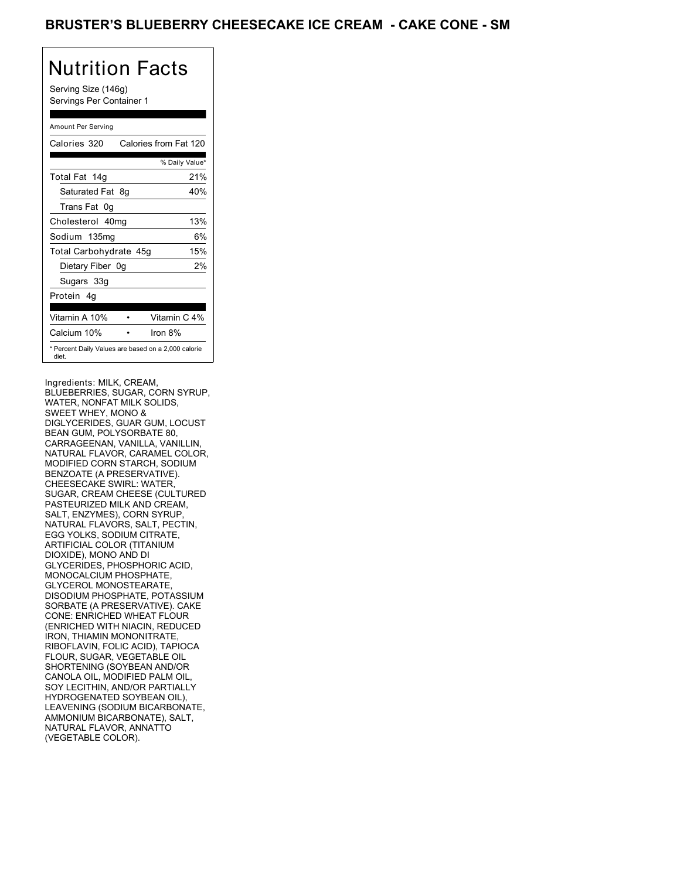# BRUSTER'S BLUEBERRY CHEESECAKE ICE CREAM - CAKE CONE - SM

## Nutrition Facts

Serving Size (146g)
Servings Per Container 1

Amount Per Serving

| Nutrient | Amount | % Daily Value* |
| --- | --- | --- |
| Calories | 320 | Calories from Fat 120 |
| Total Fat | 14g | 21% |
| Saturated Fat | 8g | 40% |
| Trans Fat | 0g | |
| Cholesterol | 40mg | 13% |
| Sodium | 135mg | 6% |
| Total Carbohydrate | 45g | 15% |
| Dietary Fiber | 0g | 2% |
| Sugars | 33g | |
| Protein | 4g | |

| | |
| --- | --- |
| Vitamin A 10% | Vitamin C 4% |
| Calcium 10% | Iron 8% |

* Percent Daily Values are based on a 2,000 calorie diet.

Ingredients: MILK, CREAM, BLUEBERRIES, SUGAR, CORN SYRUP, WATER, NONFAT MILK SOLIDS, SWEET WHEY, MONO & DIGLYCERIDES, GUAR GUM, LOCUST BEAN GUM, POLYSORBATE 80, CARRAGEENAN, VANILLA, VANILLIN, NATURAL FLAVOR, CARAMEL COLOR, MODIFIED CORN STARCH, SODIUM BENZOATE (A PRESERVATIVE). CHEESECAKE SWIRL: WATER, SUGAR, CREAM CHEESE (CULTURED PASTEURIZED MILK AND CREAM, SALT, ENZYMES), CORN SYRUP, NATURAL FLAVORS, SALT, PECTIN, EGG YOLKS, SODIUM CITRATE, ARTIFICIAL COLOR (TITANIUM DIOXIDE), MONO AND DI GLYCERIDES, PHOSPHORIC ACID, MONOCALCIUM PHOSPHATE, GLYCEROL MONOSTEARATE, DISODIUM PHOSPHATE, POTASSIUM SORBATE (A PRESERVATIVE). CAKE CONE: ENRICHED WHEAT FLOUR (ENRICHED WITH NIACIN, REDUCED IRON, THIAMIN MONONITRATE, RIBOFLAVIN, FOLIC ACID), TAPIOCA FLOUR, SUGAR, VEGETABLE OIL SHORTENING (SOYBEAN AND/OR CANOLA OIL, MODIFIED PALM OIL, SOY LECITHIN, AND/OR PARTIALLY HYDROGENATED SOYBEAN OIL), LEAVENING (SODIUM BICARBONATE, AMMONIUM BICARBONATE), SALT, NATURAL FLAVOR, ANNATTO (VEGETABLE COLOR).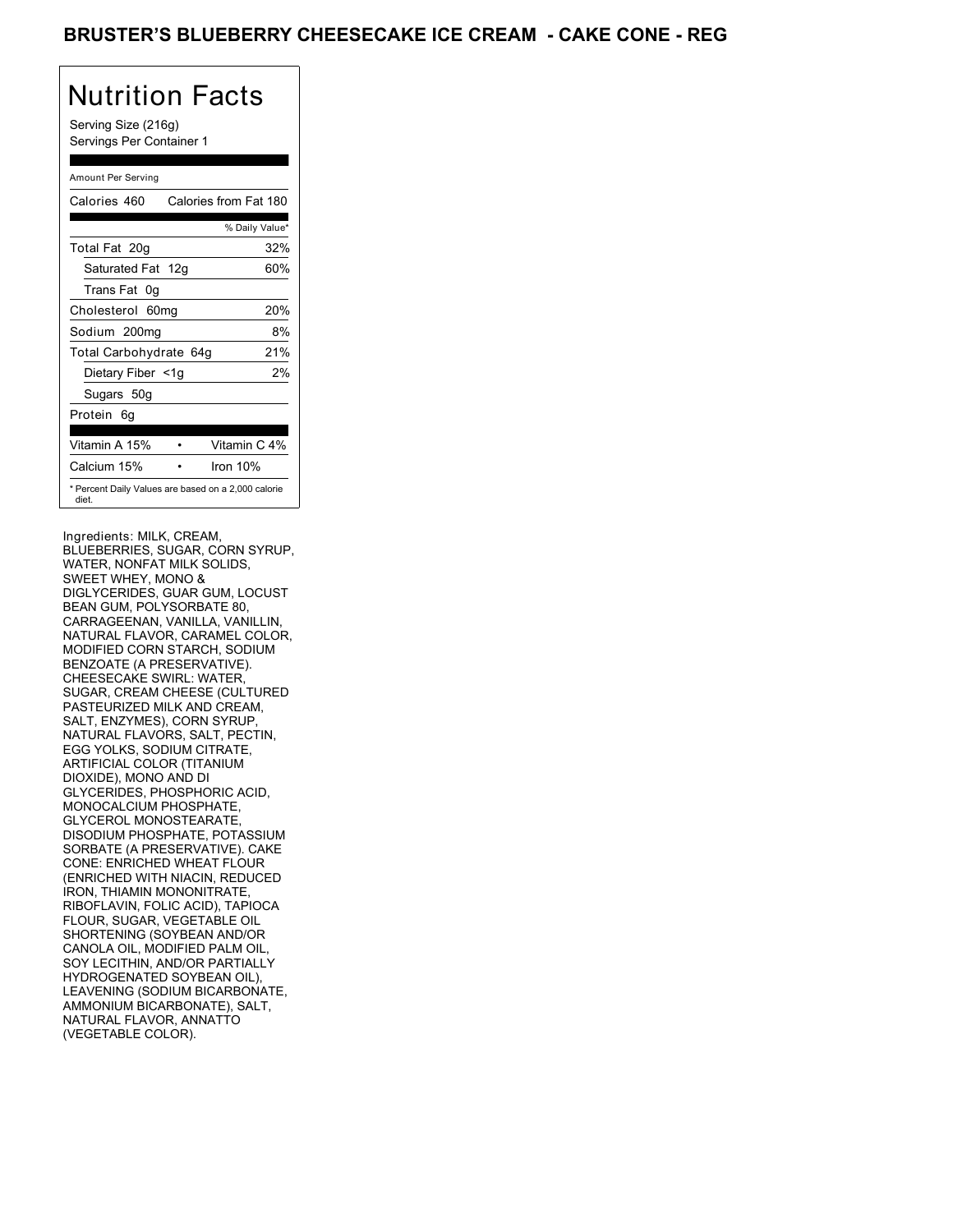# BRUSTER'S BLUEBERRY CHEESECAKE ICE CREAM - CAKE CONE - REG

## Nutrition Facts

Serving Size (216g)
Servings Per Container 1

Amount Per Serving

| | |
|---|---|
| Calories 460 | Calories from Fat 180 |
| | % Daily Value* |
| Total Fat 20g | 32% |
| Saturated Fat 12g | 60% |
| Trans Fat 0g | |
| Cholesterol 60mg | 20% |
| Sodium 200mg | 8% |
| Total Carbohydrate 64g | 21% |
| Dietary Fiber <1g | 2% |
| Sugars 50g | |
| Protein 6g | |
| Vitamin A 15% • | Vitamin C 4% |
| Calcium 15% • | Iron 10% |

* Percent Daily Values are based on a 2,000 calorie diet.

Ingredients: MILK, CREAM, BLUEBERRIES, SUGAR, CORN SYRUP, WATER, NONFAT MILK SOLIDS, SWEET WHEY, MONO & DIGLYCERIDES, GUAR GUM, LOCUST BEAN GUM, POLYSORBATE 80, CARRAGEENAN, VANILLA, VANILLIN, NATURAL FLAVOR, CARAMEL COLOR, MODIFIED CORN STARCH, SODIUM BENZOATE (A PRESERVATIVE). CHEESECAKE SWIRL: WATER, SUGAR, CREAM CHEESE (CULTURED PASTEURIZED MILK AND CREAM, SALT, ENZYMES), CORN SYRUP, NATURAL FLAVORS, SALT, PECTIN, EGG YOLKS, SODIUM CITRATE, ARTIFICIAL COLOR (TITANIUM DIOXIDE), MONO AND DI GLYCERIDES, PHOSPHORIC ACID, MONOCALCIUM PHOSPHATE, GLYCEROL MONOSTEARATE, DISODIUM PHOSPHATE, POTASSIUM SORBATE (A PRESERVATIVE). CAKE CONE: ENRICHED WHEAT FLOUR (ENRICHED WITH NIACIN, REDUCED IRON, THIAMIN MONONITRATE, RIBOFLAVIN, FOLIC ACID), TAPIOCA FLOUR, SUGAR, VEGETABLE OIL SHORTENING (SOYBEAN AND/OR CANOLA OIL, MODIFIED PALM OIL, SOY LECITHIN, AND/OR PARTIALLY HYDROGENATED SOYBEAN OIL), LEAVENING (SODIUM BICARBONATE, AMMONIUM BICARBONATE), SALT, NATURAL FLAVOR, ANNATTO (VEGETABLE COLOR).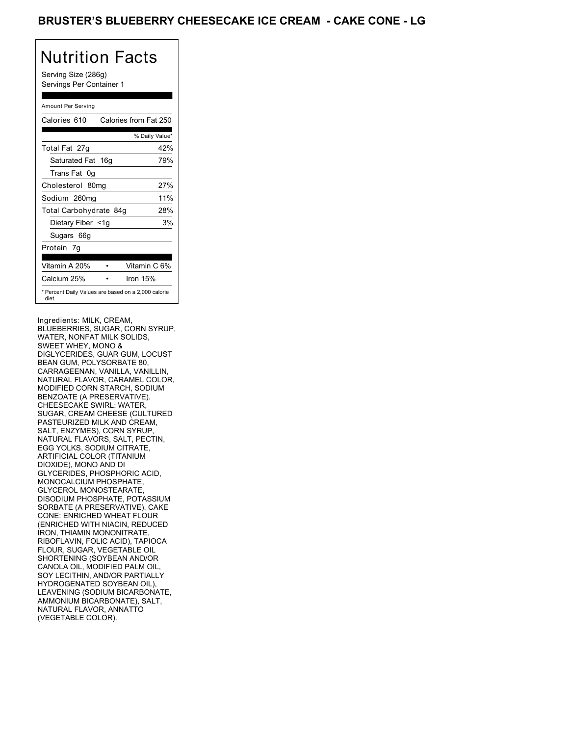# BRUSTER'S BLUEBERRY CHEESECAKE ICE CREAM - CAKE CONE - LG

## Nutrition Facts

Serving Size (286g)
Servings Per Container 1

Amount Per Serving

| Calories 610 | Calories from Fat 250 |
|---|---|
| | % Daily Value* |
| Total Fat 27g | 42% |
| Saturated Fat 16g | 79% |
| Trans Fat 0g | |
| Cholesterol 80mg | 27% |
| Sodium 260mg | 11% |
| Total Carbohydrate 84g | 28% |
| Dietary Fiber <1g | 3% |
| Sugars 66g | |
| Protein 7g | |

| Vitamin A 20% | • | Vitamin C 6% |
|---|---|---|
| Calcium 25% | • | Iron 15% |

* Percent Daily Values are based on a 2,000 calorie diet.

Ingredients: MILK, CREAM, BLUEBERRIES, SUGAR, CORN SYRUP, WATER, NONFAT MILK SOLIDS, SWEET WHEY, MONO & DIGLYCERIDES, GUAR GUM, LOCUST BEAN GUM, POLYSORBATE 80, CARRAGEENAN, VANILLA, VANILLIN, NATURAL FLAVOR, CARAMEL COLOR, MODIFIED CORN STARCH, SODIUM BENZOATE (A PRESERVATIVE). CHEESECAKE SWIRL: WATER, SUGAR, CREAM CHEESE (CULTURED PASTEURIZED MILK AND CREAM, SALT, ENZYMES), CORN SYRUP, NATURAL FLAVORS, SALT, PECTIN, EGG YOLKS, SODIUM CITRATE, ARTIFICIAL COLOR (TITANIUM DIOXIDE), MONO AND DI GLYCERIDES, PHOSPHORIC ACID, MONOCALCIUM PHOSPHATE, GLYCEROL MONOSTEARATE, DISODIUM PHOSPHATE, POTASSIUM SORBATE (A PRESERVATIVE). CAKE CONE: ENRICHED WHEAT FLOUR (ENRICHED WITH NIACIN, REDUCED IRON, THIAMIN MONONITRATE, RIBOFLAVIN, FOLIC ACID), TAPIOCA FLOUR, SUGAR, VEGETABLE OIL SHORTENING (SOYBEAN AND/OR CANOLA OIL, MODIFIED PALM OIL, SOY LECITHIN, AND/OR PARTIALLY HYDROGENATED SOYBEAN OIL), LEAVENING (SODIUM BICARBONATE, AMMONIUM BICARBONATE), SALT, NATURAL FLAVOR, ANNATTO (VEGETABLE COLOR).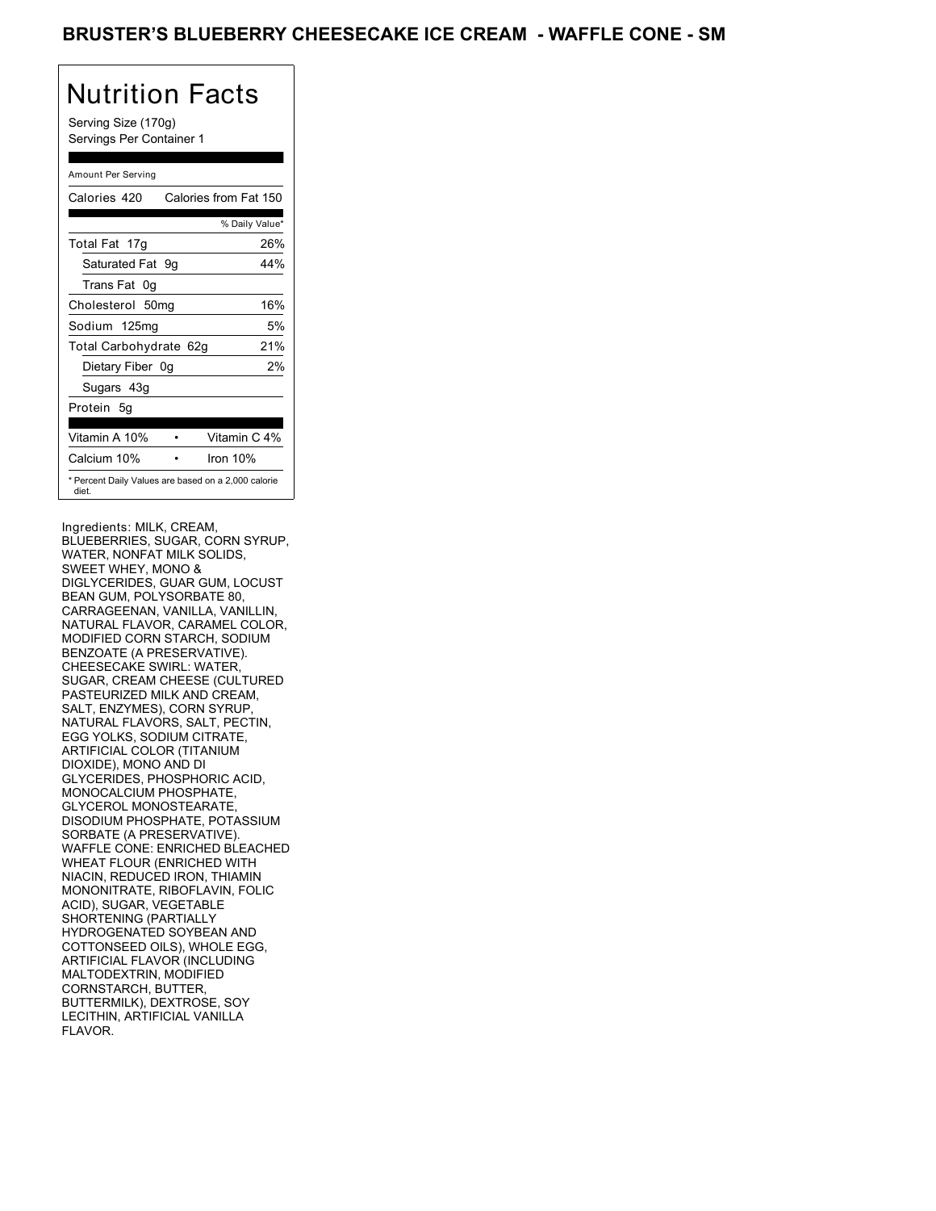# BRUSTER'S BLUEBERRY CHEESECAKE ICE CREAM - WAFFLE CONE - SM

## Nutrition Facts

Serving Size (170g)
Servings Per Container 1

Amount Per Serving

| | |
|---|---|
| Calories 420 | Calories from Fat 150 |
| | % Daily Value* |
| Total Fat 17g | 26% |
| Saturated Fat 9g | 44% |
| Trans Fat 0g | |
| Cholesterol 50mg | 16% |
| Sodium 125mg | 5% |
| Total Carbohydrate 62g | 21% |
| Dietary Fiber 0g | 2% |
| Sugars 43g | |
| Protein 5g | |
| Vitamin A 10% | Vitamin C 4% |
| Calcium 10% | Iron 10% |

* Percent Daily Values are based on a 2,000 calorie diet.

Ingredients: MILK, CREAM, BLUEBERRIES, SUGAR, CORN SYRUP, WATER, NONFAT MILK SOLIDS, SWEET WHEY, MONO & DIGLYCERIDES, GUAR GUM, LOCUST BEAN GUM, POLYSORBATE 80, CARRAGEENAN, VANILLA, VANILLIN, NATURAL FLAVOR, CARAMEL COLOR, MODIFIED CORN STARCH, SODIUM BENZOATE (A PRESERVATIVE). CHEESECAKE SWIRL: WATER, SUGAR, CREAM CHEESE (CULTURED PASTEURIZED MILK AND CREAM, SALT, ENZYMES), CORN SYRUP, NATURAL FLAVORS, SALT, PECTIN, EGG YOLKS, SODIUM CITRATE, ARTIFICIAL COLOR (TITANIUM DIOXIDE), MONO AND DI GLYCERIDES, PHOSPHORIC ACID, MONOCALCIUM PHOSPHATE, GLYCEROL MONOSTEARATE, DISODIUM PHOSPHATE, POTASSIUM SORBATE (A PRESERVATIVE). WAFFLE CONE: ENRICHED BLEACHED WHEAT FLOUR (ENRICHED WITH NIACIN, REDUCED IRON, THIAMIN MONONITRATE, RIBOFLAVIN, FOLIC ACID), SUGAR, VEGETABLE SHORTENING (PARTIALLY HYDROGENATED SOYBEAN AND COTTONSEED OILS), WHOLE EGG, ARTIFICIAL FLAVOR (INCLUDING MALTODEXTRIN, MODIFIED CORNSTARCH, BUTTER, BUTTERMILK), DEXTROSE, SOY LECITHIN, ARTIFICIAL VANILLA FLAVOR.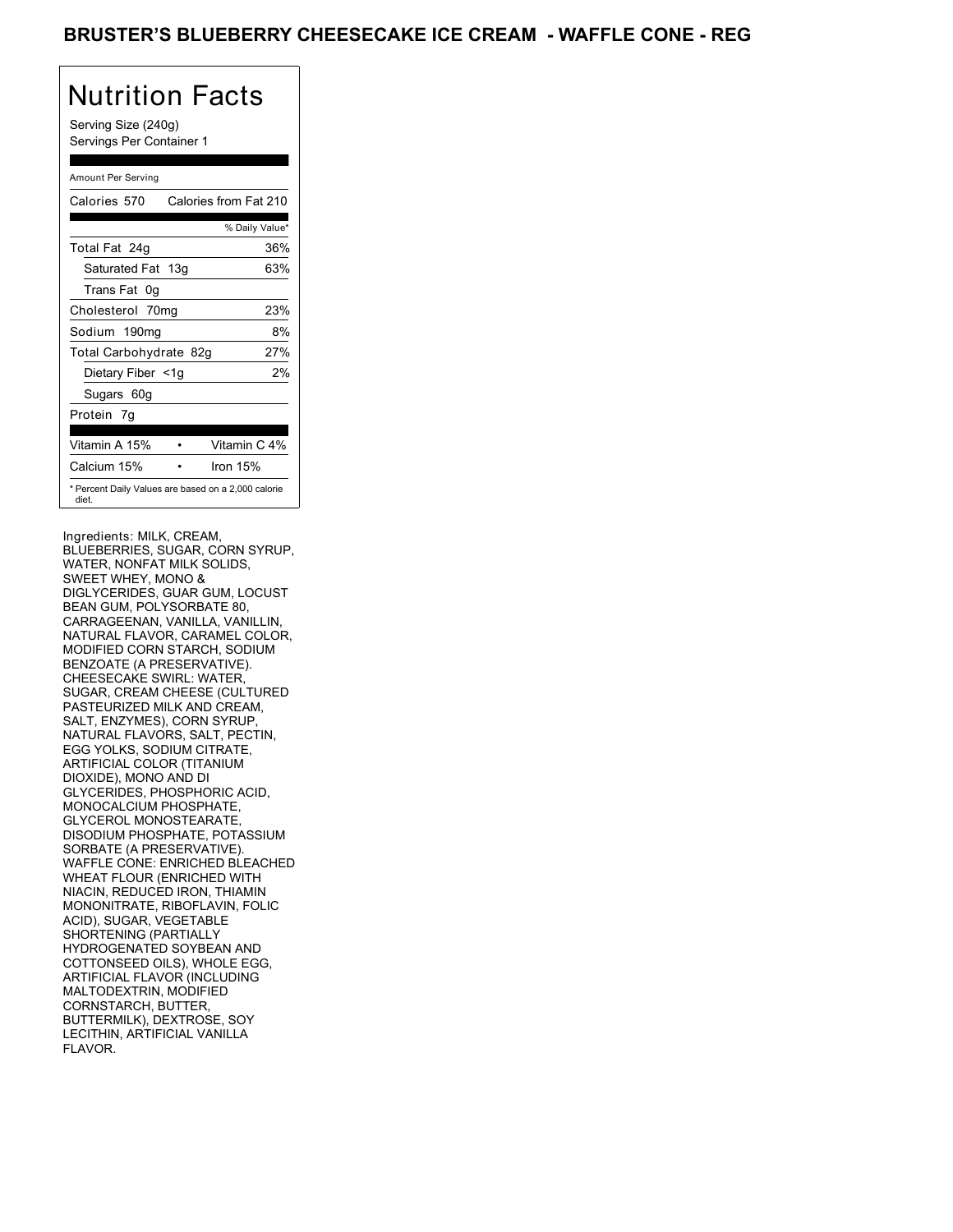# BRUSTER'S BLUEBERRY CHEESECAKE ICE CREAM - WAFFLE CONE - REG

## Nutrition Facts

Serving Size (240g)
Servings Per Container 1

Amount Per Serving

| Nutrient | Amount | % Daily Value* |
|---|---|---|
| Calories | 570 | Calories from Fat 210 |
| Total Fat | 24g | 36% |
| Saturated Fat | 13g | 63% |
| Trans Fat | 0g | |
| Cholesterol | 70mg | 23% |
| Sodium | 190mg | 8% |
| Total Carbohydrate | 82g | 27% |
| Dietary Fiber | <1g | 2% |
| Sugars | 60g | |
| Protein | 7g | |

| | |
|---|---|
| Vitamin A 15% | Vitamin C 4% |
| Calcium 15% | Iron 15% |

* Percent Daily Values are based on a 2,000 calorie diet.

Ingredients: MILK, CREAM, BLUEBERRIES, SUGAR, CORN SYRUP, WATER, NONFAT MILK SOLIDS, SWEET WHEY, MONO & DIGLYCERIDES, GUAR GUM, LOCUST BEAN GUM, POLYSORBATE 80, CARRAGEENAN, VANILLA, VANILLIN, NATURAL FLAVOR, CARAMEL COLOR, MODIFIED CORN STARCH, SODIUM BENZOATE (A PRESERVATIVE). CHEESECAKE SWIRL: WATER, SUGAR, CREAM CHEESE (CULTURED PASTEURIZED MILK AND CREAM, SALT, ENZYMES), CORN SYRUP, NATURAL FLAVORS, SALT, PECTIN, EGG YOLKS, SODIUM CITRATE, ARTIFICIAL COLOR (TITANIUM DIOXIDE), MONO AND DI GLYCERIDES, PHOSPHORIC ACID, MONOCALCIUM PHOSPHATE, GLYCEROL MONOSTEARATE, DISODIUM PHOSPHATE, POTASSIUM SORBATE (A PRESERVATIVE). WAFFLE CONE: ENRICHED BLEACHED WHEAT FLOUR (ENRICHED WITH NIACIN, REDUCED IRON, THIAMIN MONONITRATE, RIBOFLAVIN, FOLIC ACID), SUGAR, VEGETABLE SHORTENING (PARTIALLY HYDROGENATED SOYBEAN AND COTTONSEED OILS), WHOLE EGG, ARTIFICIAL FLAVOR (INCLUDING MALTODEXTRIN, MODIFIED CORNSTARCH, BUTTER, BUTTERMILK), DEXTROSE, SOY LECITHIN, ARTIFICIAL VANILLA FLAVOR.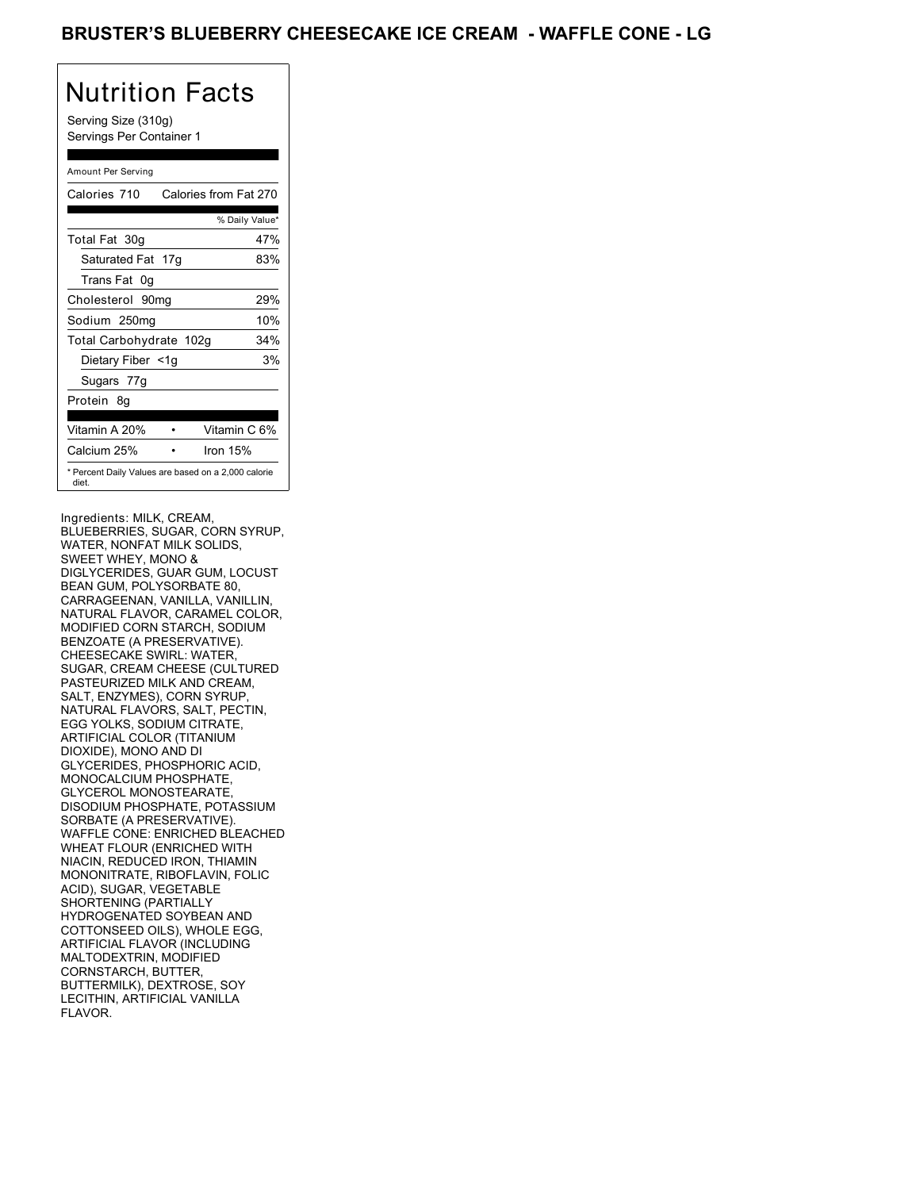# BRUSTER'S BLUEBERRY CHEESECAKE ICE CREAM - WAFFLE CONE - LG

## Nutrition Facts

Serving Size (310g)
Servings Per Container 1

Amount Per Serving

| | |
|---|---|
| Calories 710 | Calories from Fat 270 |
| | % Daily Value* |
| Total Fat 30g | 47% |
| Saturated Fat 17g | 83% |
| Trans Fat 0g | |
| Cholesterol 90mg | 29% |
| Sodium 250mg | 10% |
| Total Carbohydrate 102g | 34% |
| Dietary Fiber <1g | 3% |
| Sugars 77g | |
| Protein 8g | |
| Vitamin A 20% | Vitamin C 6% |
| Calcium 25% | Iron 15% |

* Percent Daily Values are based on a 2,000 calorie diet.

Ingredients: MILK, CREAM, BLUEBERRIES, SUGAR, CORN SYRUP, WATER, NONFAT MILK SOLIDS, SWEET WHEY, MONO & DIGLYCERIDES, GUAR GUM, LOCUST BEAN GUM, POLYSORBATE 80, CARRAGEENAN, VANILLA, VANILLIN, NATURAL FLAVOR, CARAMEL COLOR, MODIFIED CORN STARCH, SODIUM BENZOATE (A PRESERVATIVE). CHEESECAKE SWIRL: WATER, SUGAR, CREAM CHEESE (CULTURED PASTEURIZED MILK AND CREAM, SALT, ENZYMES), CORN SYRUP, NATURAL FLAVORS, SALT, PECTIN, EGG YOLKS, SODIUM CITRATE, ARTIFICIAL COLOR (TITANIUM DIOXIDE), MONO AND DI GLYCERIDES, PHOSPHORIC ACID, MONOCALCIUM PHOSPHATE, GLYCEROL MONOSTEARATE, DISODIUM PHOSPHATE, POTASSIUM SORBATE (A PRESERVATIVE). WAFFLE CONE: ENRICHED BLEACHED WHEAT FLOUR (ENRICHED WITH NIACIN, REDUCED IRON, THIAMIN MONONITRATE, RIBOFLAVIN, FOLIC ACID), SUGAR, VEGETABLE SHORTENING (PARTIALLY HYDROGENATED SOYBEAN AND COTTONSEED OILS), WHOLE EGG, ARTIFICIAL FLAVOR (INCLUDING MALTODEXTRIN, MODIFIED CORNSTARCH, BUTTER, BUTTERMILK), DEXTROSE, SOY LECITHIN, ARTIFICIAL VANILLA FLAVOR.